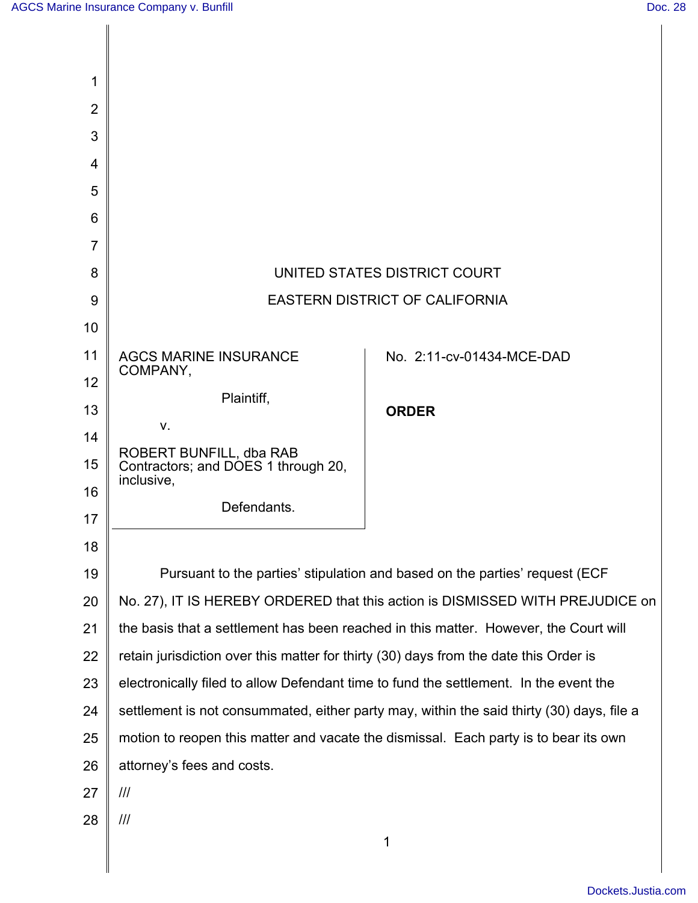UNITED STATES DISTRICT COURT

EASTERN DISTRICT OF CALIFORNIA

| | |
|---|---|
| AGCS MARINE INSURANCE COMPANY,<br><br>Plaintiff,<br><br>v.<br><br>ROBERT BUNFILL, dba RAB Contractors; and DOES 1 through 20, inclusive,<br><br>Defendants. | No. 2:11-cv-01434-MCE-DAD<br><br>**ORDER** |

Pursuant to the parties' stipulation and based on the parties' request (ECF No. 27), IT IS HEREBY ORDERED that this action is DISMISSED WITH PREJUDICE on the basis that a settlement has been reached in this matter. However, the Court will retain jurisdiction over this matter for thirty (30) days from the date this Order is electronically filed to allow Defendant time to fund the settlement. In the event the settlement is not consummated, either party may, within the said thirty (30) days, file a motion to reopen this matter and vacate the dismissal. Each party is to bear its own attorney's fees and costs.

///

///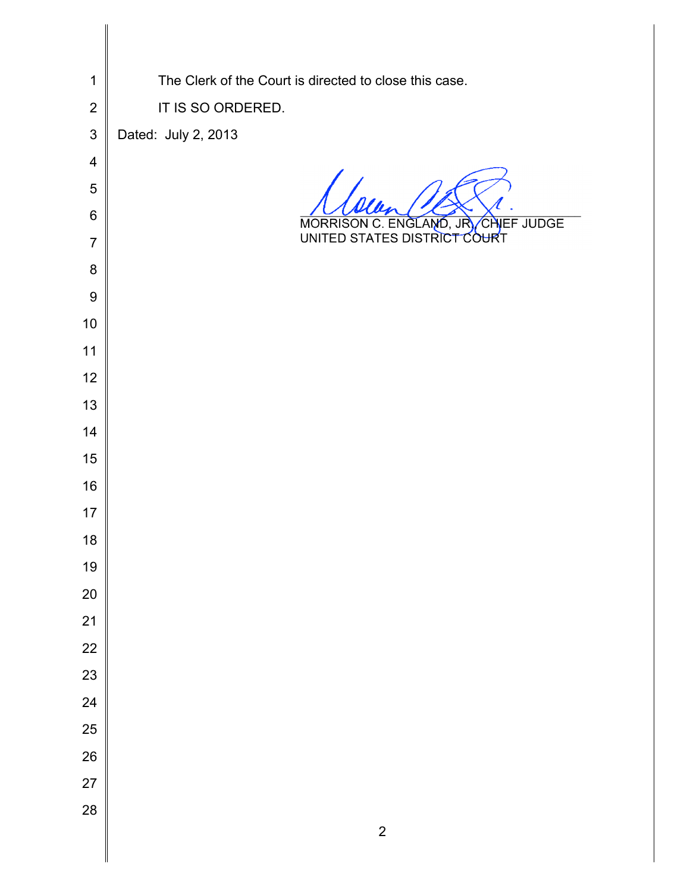The Clerk of the Court is directed to close this case.

IT IS SO ORDERED.

Dated: July 2, 2013

MORRISON C. ENGLAND, JR, CHIEF JUDGE
UNITED STATES DISTRICT COURT